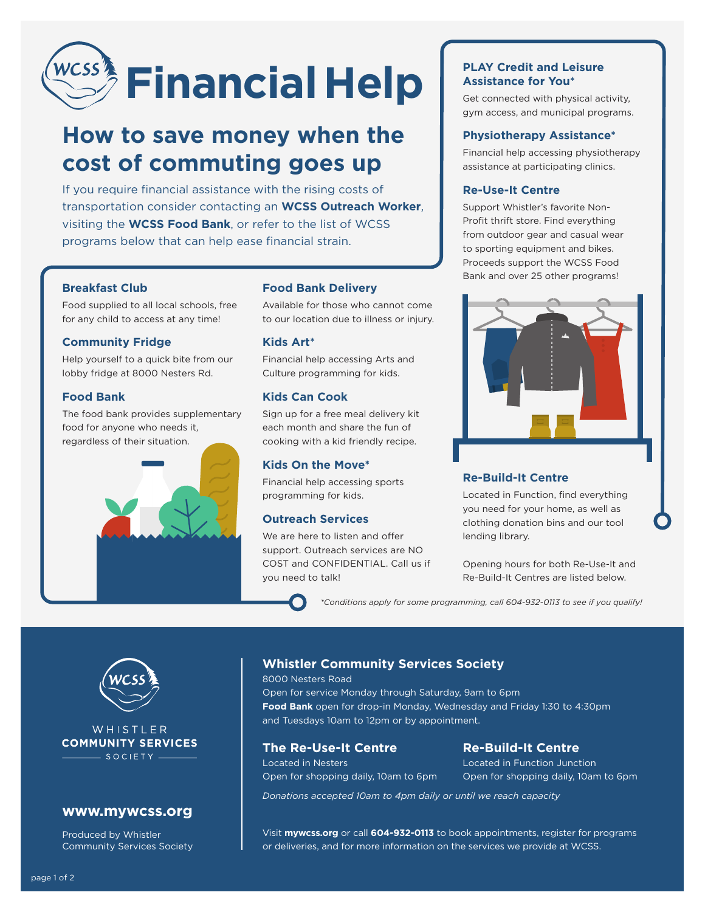# Financial Help

## How to save money when the cost of commuting goes up

If you require financial assistance with the rising costs of transportation consider contacting an **WCSS Outreach Worker**, visiting the **WCSS Food Bank**, or refer to the list of WCSS programs below that can help ease financial strain.

### Breakfast Club

Food supplied to all local schools, free for any child to access at any time!

### Community Fridge

Help yourself to a quick bite from our lobby fridge at 8000 Nesters Rd.

### Food Bank

The food bank provides supplementary food for anyone who needs it, regardless of their situation.

### Food Bank Delivery

Available for those who cannot come to our location due to illness or injury.

### Kids Art*

Financial help accessing Arts and Culture programming for kids.

### Kids Can Cook

Sign up for a free meal delivery kit each month and share the fun of cooking with a kid friendly recipe.

### Kids On the Move*

Financial help accessing sports programming for kids.

### Outreach Services

We are here to listen and offer support. Outreach services are NO COST and CONFIDENTIAL. Call us if you need to talk!

### PLAY Credit and Leisure Assistance for You*

Get connected with physical activity, gym access, and municipal programs.

### Physiotherapy Assistance*

Financial help accessing physiotherapy assistance at participating clinics.

### Re-Use-It Centre

Support Whistler's favorite Non-Profit thrift store. Find everything from outdoor gear and casual wear to sporting equipment and bikes. Proceeds support the WCSS Food Bank and over 25 other programs!

### Re-Build-It Centre

Located in Function, find everything you need for your home, as well as clothing donation bins and our tool lending library.

Opening hours for both Re-Use-It and Re-Build-It Centres are listed below.

*\*Conditions apply for some programming, call 604-932-0113 to see if you qualify!*

---

WHISTLER **COMMUNITY SERVICES** SOCIETY

### Whistler Community Services Society

8000 Nesters Road
Open for service Monday through Saturday, 9am to 6pm
**Food Bank** open for drop-in Monday, Wednesday and Friday 1:30 to 4:30pm and Tuesdays 10am to 12pm or by appointment.

### The Re-Use-It Centre

Located in Nesters
Open for shopping daily, 10am to 6pm

### Re-Build-It Centre

Located in Function Junction
Open for shopping daily, 10am to 6pm

*Donations accepted 10am to 4pm daily or until we reach capacity*

Visit **mywcss.org** or call **604-932-0113** to book appointments, register for programs or deliveries, and for more information on the services we provide at WCSS.

**www.mywcss.org**

Produced by Whistler Community Services Society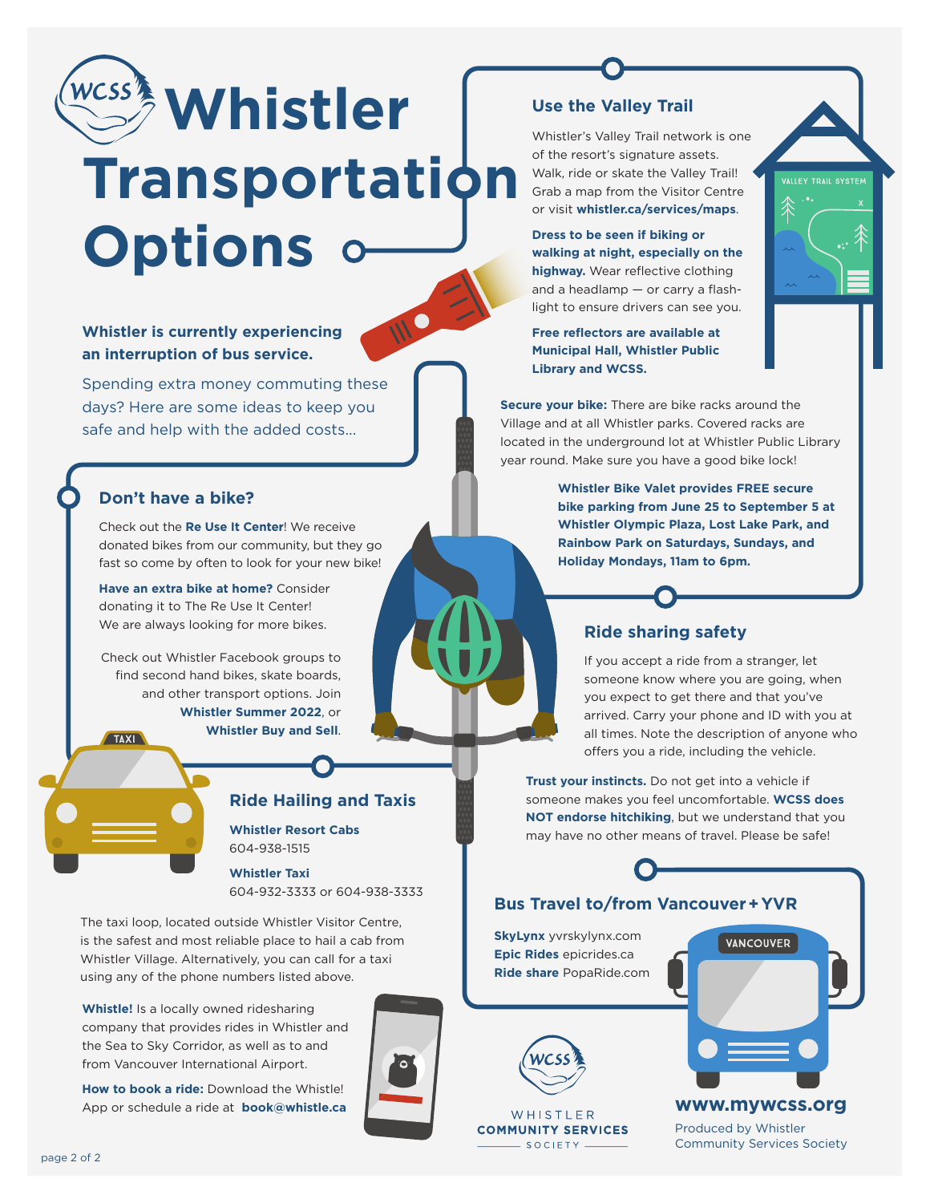# Whistler Transportation Options

**Whistler is currently experiencing an interruption of bus service.**

Spending extra money commuting these days? Here are some ideas to keep you safe and help with the added costs...

## Use the Valley Trail

Whistler's Valley Trail network is one of the resort's signature assets. Walk, ride or skate the Valley Trail! Grab a map from the Visitor Centre or visit **whistler.ca/services/maps**.

**Dress to be seen if biking or walking at night, especially on the highway.** Wear reflective clothing and a headlamp — or carry a flash-light to ensure drivers can see you.

**Free reflectors are available at Municipal Hall, Whistler Public Library and WCSS.**

**Secure your bike:** There are bike racks around the Village and at all Whistler parks. Covered racks are located in the underground lot at Whistler Public Library year round. Make sure you have a good bike lock!

**Whistler Bike Valet provides FREE secure bike parking from June 25 to September 5 at Whistler Olympic Plaza, Lost Lake Park, and Rainbow Park on Saturdays, Sundays, and Holiday Mondays, 11am to 6pm.**

## Don't have a bike?

Check out the **Re Use It Center**! We receive donated bikes from our community, but they go fast so come by often to look for your new bike!

**Have an extra bike at home?** Consider donating it to The Re Use It Center! We are always looking for more bikes.

Check out Whistler Facebook groups to find second hand bikes, skate boards, and other transport options. Join **Whistler Summer 2022**, or **Whistler Buy and Sell**.

## Ride sharing safety

If you accept a ride from a stranger, let someone know where you are going, when you expect to get there and that you've arrived. Carry your phone and ID with you at all times. Note the description of anyone who offers you a ride, including the vehicle.

**Trust your instincts.** Do not get into a vehicle if someone makes you feel uncomfortable. **WCSS does NOT endorse hitchiking**, but we understand that you may have no other means of travel. Please be safe!

## Ride Hailing and Taxis

**Whistler Resort Cabs**
604-938-1515

**Whistler Taxi**
604-932-3333 or 604-938-3333

The taxi loop, located outside Whistler Visitor Centre, is the safest and most reliable place to hail a cab from Whistler Village. Alternatively, you can call for a taxi using any of the phone numbers listed above.

**Whistle!** Is a locally owned ridesharing company that provides rides in Whistler and the Sea to Sky Corridor, as well as to and from Vancouver International Airport.

**How to book a ride:** Download the Whistle! App or schedule a ride at **book@whistle.ca**

## Bus Travel to/from Vancouver + YVR

**SkyLynx** yvrskylynx.com
**Epic Rides** epicrides.ca
**Ride share** PopaRide.com

WHISTLER COMMUNITY SERVICES SOCIETY

**www.mywcss.org**

Produced by Whistler Community Services Society